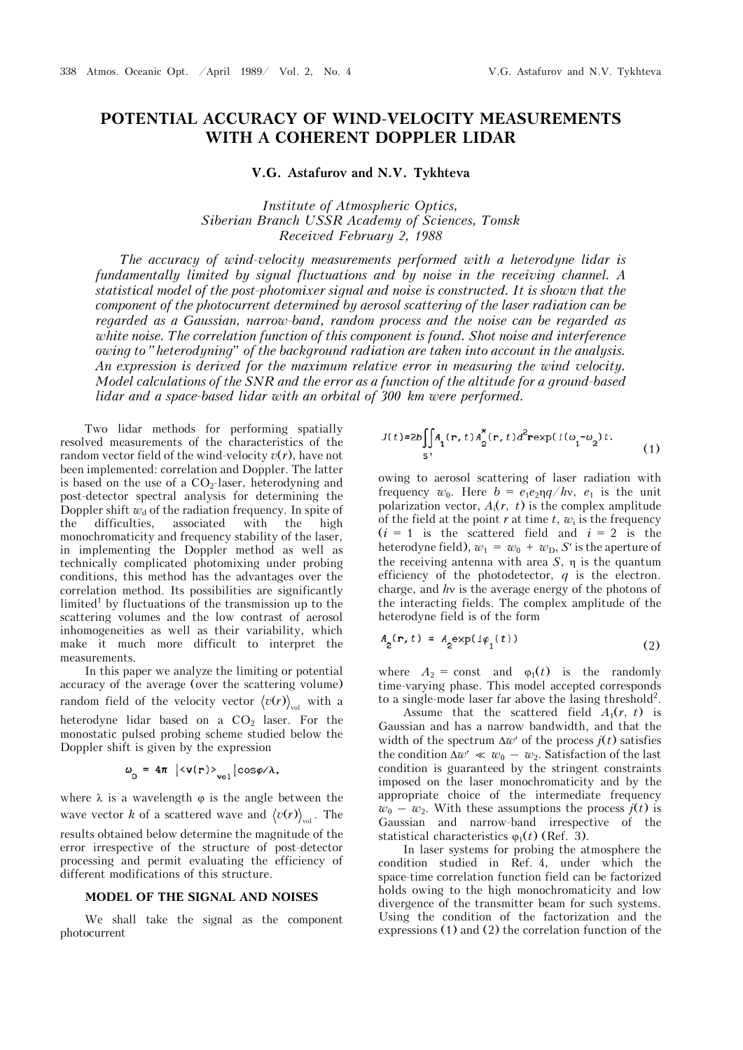# POTENTIAL ACCURACY OF WIND-VELOCITY MEASUREMENTS WITH A COHERENT DOPPLER LIDAR

**V.G. Astafurov and N.V. Tykhteva**

*Institute of Atmospheric Optics, Siberian Branch USSR Academy of Sciences, Tomsk*
*Received February 2, 1988*

*The accuracy of wind-velocity measurements performed with a heterodyne lidar is fundamentally limited by signal fluctuations and by noise in the receiving channel. A statistical model of the post-photomixer signal and noise is constructed. It is shown that the component of the photocurrent determined by aerosol scattering of the laser radiation can be regarded as a Gaussian, narrow-band, random process and the noise can be regarded as white noise. The correlation function of this component is found. Shot noise and interference owing to "heterodyning" of the background radiation are taken into account in the analysis. An expression is derived for the maximum relative error in measuring the wind velocity. Model calculations of the SNR and the error as a function of the altitude for a ground-based lidar and a space-based lidar with an orbital of 300 km were performed.*

Two lidar methods for performing spatially resolved measurements of the characteristics of the random vector field of the wind-velocity $v(r)$, have not been implemented: correlation and Doppler. The latter is based on the use of a $CO_2$-laser, heterodyning and post-detector spectral analysis for determining the Doppler shift $w_d$ of the radiation frequency. In spite of the difficulties, associated with the high monochromaticity and frequency stability of the laser, in implementing the Doppler method as well as technically complicated photomixing under probing conditions, this method has the advantages over the correlation method. Its possibilities are significantly limited[1] by fluctuations of the transmission up to the scattering volumes and the low contrast of aerosol inhomogeneities as well as their variability, which make it much more difficult to interpret the measurements.

In this paper we analyze the limiting or potential accuracy of the average (over the scattering volume) random field of the velocity vector $\langle v(r)\rangle_{\text{vol}}$ with a heterodyne lidar based on a $CO_2$ laser. For the monostatic pulsed probing scheme studied below the Doppler shift is given by the expression

$$\omega_D = 4\pi\ |\langle \mathbf{v}(\mathbf{r})\rangle_{\text{vol}}|\cos\varphi/\lambda,$$

where $\lambda$ is a wavelength $\varphi$ is the angle between the wave vector $k$ of a scattered wave and $\langle v(r)\rangle_{\text{vol}}$. The results obtained below determine the magnitude of the error irrespective of the structure of post-detector processing and permit evaluating the efficiency of different modifications of this structure.

## MODEL OF THE SIGNAL AND NOISES

We shall take the signal as the component photocurrent

$$J(t)=2b\iint\limits_{S'} A_1(\mathbf{r},t)A_2^*(\mathbf{r},t)d^2\mathbf{r}\exp(i(\omega_1-\omega_2)t) \tag{1}$$

owing to aerosol scattering of laser radiation with frequency $w_0$. Here $b = e_1e_2\eta q/h\nu$, $e_1$ is the unit polarization vector, $A_i(r,\ t)$ is the complex amplitude of the field at the point $r$ at time $t$, $w_i$ is the frequency ($i = 1$ is the scattered field and $i = 2$ is the heterodyne field), $w_1 = w_0 + w_D$, $S'$ is the aperture of the receiving antenna with area $S$, $\eta$ is the quantum efficiency of the photodetector, $q$ is the electron. charge, and $h\nu$ is the average energy of the photons of the interacting fields. The complex amplitude of the heterodyne field is of the form

$$A_2(\mathbf{r},t) = A_2\exp(i\varphi_1(t)) \tag{2}$$

where $A_2 = \text{const}$ and $\varphi_1(t)$ is the randomly time-varying phase. This model accepted corresponds to a single-mode laser far above the lasing threshold[2].

Assume that the scattered field $A_1(r,\ t)$ is Gaussian and has a narrow bandwidth, and that the width of the spectrum $\Delta w'$ of the process $j(t)$ satisfies the condition $\Delta w' \ll w_0 - w_2$. Satisfaction of the last condition is guaranteed by the stringent constraints imposed on the laser monochromaticity and by the appropriate choice of the intermediate frequency $w_0 - w_2$. With these assumptions the process $j(t)$ is Gaussian and narrow-band irrespective of the statistical characteristics $\varphi_1(t)$ (Ref. 3).

In laser systems for probing the atmosphere the condition studied in Ref. 4, under which the space-time correlation function field can be factorized holds owing to the high monochromaticity and low divergence of the transmitter beam for such systems. Using the condition of the factorization and the expressions (1) and (2) the correlation function of the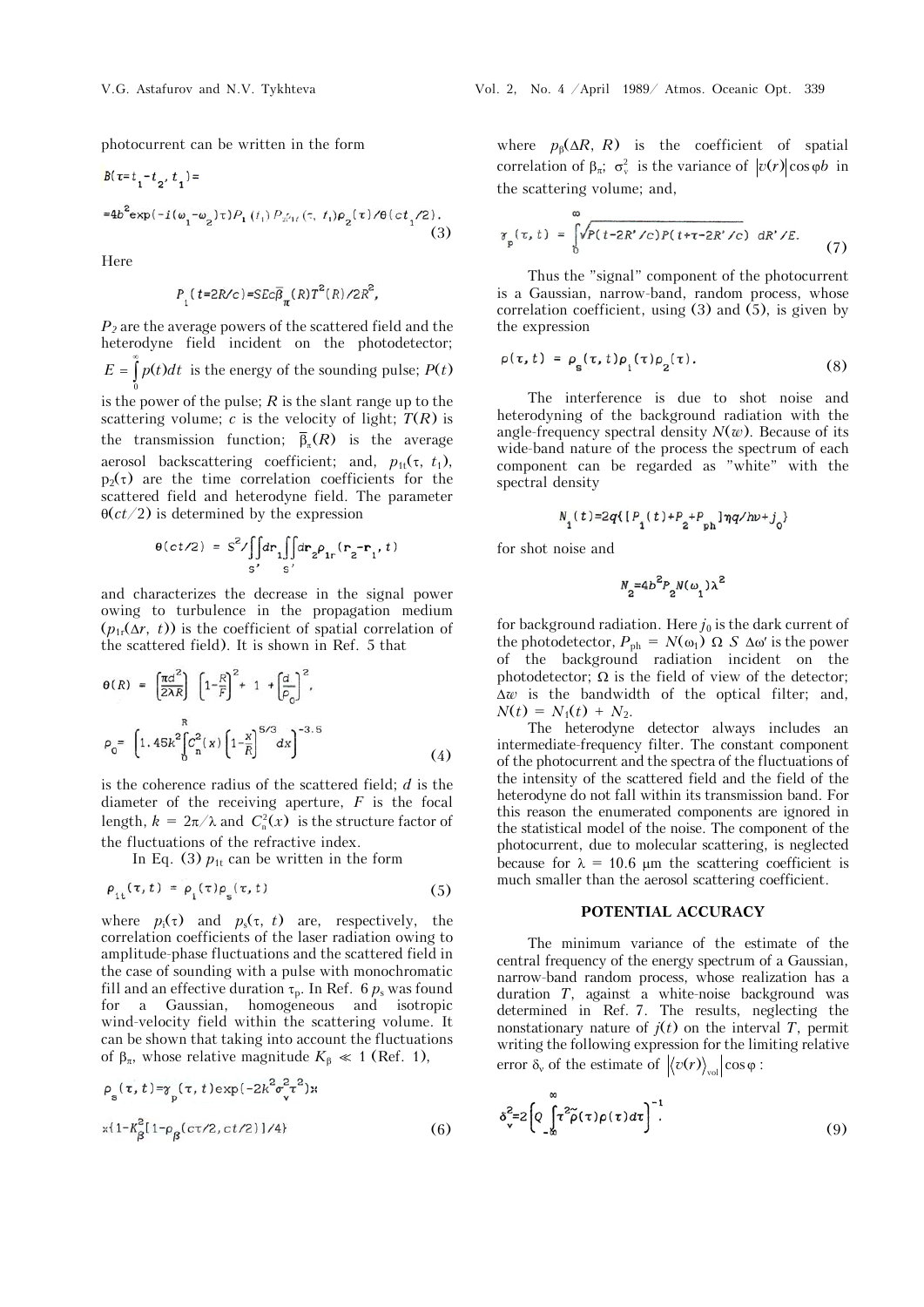photocurrent can be written in the form

$$B(\tau = t_1 - t_2, t_1) = 4b^2 \exp(-i(\omega_1 - \omega_2)\tau) P_1(t_1) P_2 \rho_{1t}(\tau, t_1) \rho_2(\tau) / \theta(ct_1/2). \tag{3}$$

Here

$$P_1(t = 2R/c) = SEc\bar{\beta}_\pi(R) T^2(R) / 2R^2,$$

$P_2$ are the average powers of the scattered field and the heterodyne field incident on the photodetector; $E = \int_0^\infty p(t)dt$ is the energy of the sounding pulse; $P(t)$ is the power of the pulse; $R$ is the slant range up to the scattering volume; $c$ is the velocity of light; $T(R)$ is the transmission function; $\bar{\beta}_\pi(R)$ is the average aerosol backscattering coefficient; and, $p_{1t}(\tau, t_1)$, $p_2(\tau)$ are the time correlation coefficients for the scattered field and heterodyne field. The parameter $\theta(ct/2)$ is determined by the expression

$$\theta(ct/2) = S^2 / \iint_{S'} d\mathbf{r}_1 \iint_{S'} d\mathbf{r}_2 \rho_{1r}(\mathbf{r}_2 - \mathbf{r}_1, t)$$

and characterizes the decrease in the signal power owing to turbulence in the propagation medium ($p_{1r}(\Delta r, t)$) is the coefficient of spatial correlation of the scattered field). It is shown in Ref. 5 that

$$\theta(R) = \left(\frac{\pi d^2}{2\lambda R}\right)\left[\left(1 - \frac{R}{F}\right)^2 + 1 + \left(\frac{d}{\rho_0}\right)^2\right],$$

$$\rho_0 = \left[1.45k^2 \int_0^R C_n^2(x)\left(1 - \frac{x}{R}\right)^{5/3} dx\right]^{-3.5} \tag{4}$$

is the coherence radius of the scattered field; $d$ is the diameter of the receiving aperture, $F$ is the focal length, $k = 2\pi/\lambda$ and $C_n^2(x)$ is the structure factor of the fluctuations of the refractive index.

In Eq. (3) $p_{1t}$ can be written in the form

$$\rho_{1t}(\tau, t) = \rho_i(\tau) \rho_s(\tau, t) \tag{5}$$

where $p_i(\tau)$ and $p_s(\tau, t)$ are, respectively, the correlation coefficients of the laser radiation owing to amplitude-phase fluctuations and the scattered field in the case of sounding with a pulse with monochromatic fill and an effective duration $\tau_p$. In Ref. 6 $p_s$ was found for a Gaussian, homogeneous and isotropic wind-velocity field within the scattering volume. It can be shown that taking into account the fluctuations of $\beta_\pi$, whose relative magnitude $K_\beta \ll 1$ (Ref. 1),

$$\rho_s(\tau, t) = \gamma_p(\tau, t) \exp(-2k^2 \sigma_v^2 \tau^2) \times \{1 - K_\beta^2 [1 - \rho_\beta(c\tau/2, ct/2)]/4\} \tag{6}$$

where $p_\beta(\Delta R, R)$ is the coefficient of spatial correlation of $\beta_\pi$; $\sigma_v^2$ is the variance of $|v(r)|\cos\varphi b$ in the scattering volume; and,

$$\gamma_p(\tau, t) = \int_0^\infty \sqrt{P(t - 2R'/c) P(t + \tau - 2R'/c)}\, dR'/E. \tag{7}$$

Thus the "signal" component of the photocurrent is a Gaussian, narrow-band, random process, whose correlation coefficient, using (3) and (5), is given by the expression

$$\rho(\tau, t) = \rho_s(\tau, t) \rho_i(\tau) \rho_2(\tau). \tag{8}$$

The interference is due to shot noise and heterodyning of the background radiation with the angle-frequency spectral density $N(w)$. Because of its wide-band nature of the process the spectrum of each component can be regarded as "white" with the spectral density

$$N_1(t) = 2q\{[P_1(t) + P_2 + P_{ph}]\eta q / h\nu + j_0\}$$

for shot noise and

$$N_2 = 4b^2 P_2 N(\omega_1) \lambda^2$$

for background radiation. Here $j_0$ is the dark current of the photodetector, $P_{ph} = N(\omega_1)\ \Omega\ S\ \Delta\omega'$ is the power of the background radiation incident on the photodetector; $\Omega$ is the field of view of the detector; $\Delta w$ is the bandwidth of the optical filter; and, $N(t) = N_1(t) + N_2$.

The heterodyne detector always includes an intermediate-frequency filter. The constant component of the photocurrent and the spectra of the fluctuations of the intensity of the scattered field and the field of the heterodyne do not fall within its transmission band. For this reason the enumerated components are ignored in the statistical model of the noise. The component of the photocurrent, due to molecular scattering, is neglected because for $\lambda = 10.6$ μm the scattering coefficient is much smaller than the aerosol scattering coefficient.

## POTENTIAL ACCURACY

The minimum variance of the estimate of the central frequency of the energy spectrum of a Gaussian, narrow-band random process, whose realization has a duration $T$, against a white-noise background was determined in Ref. 7. The results, neglecting the nonstationary nature of $j(t)$ on the interval $T$, permit writing the following expression for the limiting relative error $\delta_v$ of the estimate of $\left|\langle v(r)\rangle_{vol}\right|\cos\varphi$:

$$\delta_v^2 = 2\left[Q \int_{-\infty}^{\infty} \tau^2 \tilde{\rho}(\tau) \rho(\tau) d\tau\right]^{-1}. \tag{9}$$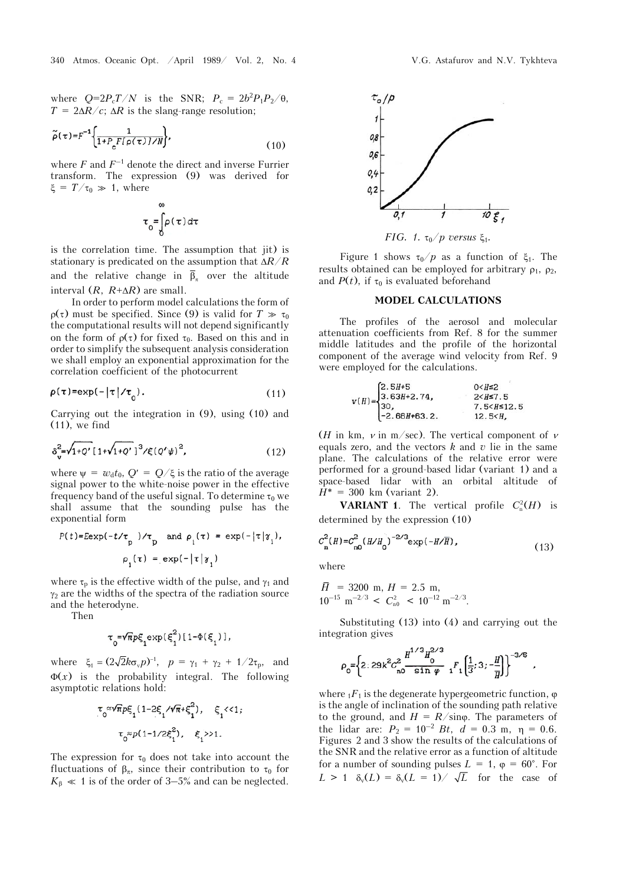where $Q=2P_cT/N$ is the SNR; $P_c = 2b^2P_1P_2/\theta$, $T = 2\Delta R/c$; $\Delta R$ is the slang-range resolution;

$$\tilde{\rho}(\tau)=F^{-1}\left\{\frac{1}{1+P_cF[\rho(\tau)]/N}\right\}, \tag{10}$$

where $F$ and $F^{-1}$ denote the direct and inverse Furrier transform. The expression (9) was derived for $\xi = T/\tau_0 \gg 1$, where

$$\tau_0=\int_0^\infty \rho(\tau)d\tau$$

is the correlation time. The assumption that jit) is stationary is predicated on the assumption that $\Delta R/R$ and the relative change in $\bar{\beta}_\pi$ over the altitude interval $(R, R+\Delta R)$ are small.

In order to perform model calculations the form of $\rho(\tau)$ must be specified. Since (9) is valid for $T \gg \tau_0$ the computational results will not depend significantly on the form of $\rho(\tau)$ for fixed $\tau_0$. Based on this and in order to simplify the subsequent analysis consideration we shall employ an exponential approximation for the correlation coefficient of the photocurrent

$$\rho(\tau)=\exp(-|\tau|/\tau_0). \tag{11}$$

Carrying out the integration in (9), using (10) and (11), we find

$$\delta_v^2=\sqrt{1+Q'}\,[1+\sqrt{1+Q'}\,]^3/\xi(Q'\psi)^2, \tag{12}$$

where $\psi = w_d t_0$, $Q' = Q/\xi$ is the ratio of the average signal power to the white-noise power in the effective frequency band of the useful signal. To determine $\tau_0$ we shall assume that the sounding pulse has the exponential form

$$P(t)=E\exp(-t/\tau_p)/\tau_p \quad \text{and} \quad \rho_1(\tau) = \exp(-|\tau|\gamma_1),$$

$$\rho_1(\tau) = \exp(-|\tau|\gamma_1)$$

where $\tau_p$ is the effective width of the pulse, and $\gamma_1$ and $\gamma_2$ are the widths of the spectra of the radiation source and the heterodyne.

Then

$$\tau_0=\sqrt{\pi}p\xi_1\exp(\xi_1^2)[1-\Phi(\xi_1)],$$

where $\xi_1 = (2\sqrt{2}k\sigma_v p)^{-1}$, $p = \gamma_1 + \gamma_2 + 1/2\tau_p$, and $\Phi(x)$ is the probability integral. The following asymptotic relations hold:

$$\tau_0\approx\sqrt{\pi}p\xi_1(1-2\xi_1/\sqrt{\pi}+\xi_1^2), \quad \xi_1<<1;$$

$$\tau_0\approx p(1-1/2\xi_1^2), \quad \xi_1>>1.$$

The expression for $\tau_0$ does not take into account the fluctuations of $\beta_\pi$, since their contribution to $\tau_0$ for $K_\beta \ll 1$ is of the order of 3–5% and can be neglected.

FIG. 1. $\tau_0/p$ versus $\xi_1$.

Figure 1 shows $\tau_0/p$ as a function of $\xi_1$. The results obtained can be employed for arbitrary $\rho_1$, $\rho_2$, and $P(t)$, if $\tau_0$ is evaluated beforehand

## MODEL CALCULATIONS

The profiles of the aerosol and molecular attenuation coefficients from Ref. 8 for the summer middle latitudes and the profile of the horizontal component of the average wind velocity from Ref. 9 were employed for the calculations.

$$v(H)=\begin{cases}2.5H+5 & 0<H\le2\\ 3.63H+2.74, & 2<H\le7.5\\ 30, & 7.5<H\le12.5\\ -2.66H+63.2. & 12.5<H,\end{cases}$$

($H$ in km, $v$ in m/sec). The vertical component of $v$ equals zero, and the vectors $k$ and $v$ lie in the same plane. The calculations of the relative error were performed for a ground-based lidar (variant 1) and a space-based lidar with an orbital altitude of $H^* = 300$ km (variant 2).

**VARIANT 1**. The vertical profile $C_n^2(H)$ is determined by the expression (10)

$$C_n^2(H)=C_{n0}^2(H/H_0)^{-2/3}\exp(-H/\bar{H}), \tag{13}$$

where

$\bar{H} = 3200$ m, $H = 2.5$ m,
$10^{-15}$ m$^{-2/3}$ $< C_{n0}^2 < 10^{-12}$ m$^{-2/3}$.

Substituting (13) into (4) and carrying out the integration gives

$$\rho_0=\left\{2.29k^2C_{n0}^2\frac{H^{1/3}H_0^{2/3}}{\sin\varphi}\,{}_1F_1\left(\frac{1}{3};3;-\frac{H}{\bar{H}}\right)\right\}^{-3/5},$$

where ${}_1F_1$ is the degenerate hypergeometric function, $\varphi$ is the angle of inclination of the sounding path relative to the ground, and $H = R/\sin\varphi$. The parameters of the lidar are: $P_2 = 10^{-2}$ Bt, $d = 0.3$ m, $\eta = 0.6$. Figures 2 and 3 show the results of the calculations of the SNR and the relative error as a function of altitude for a number of sounding pulses $L = 1$, $\varphi = 60°$. For $L > 1$ $\delta_v(L) = \delta_v(L = 1)/\sqrt{L}$ for the case of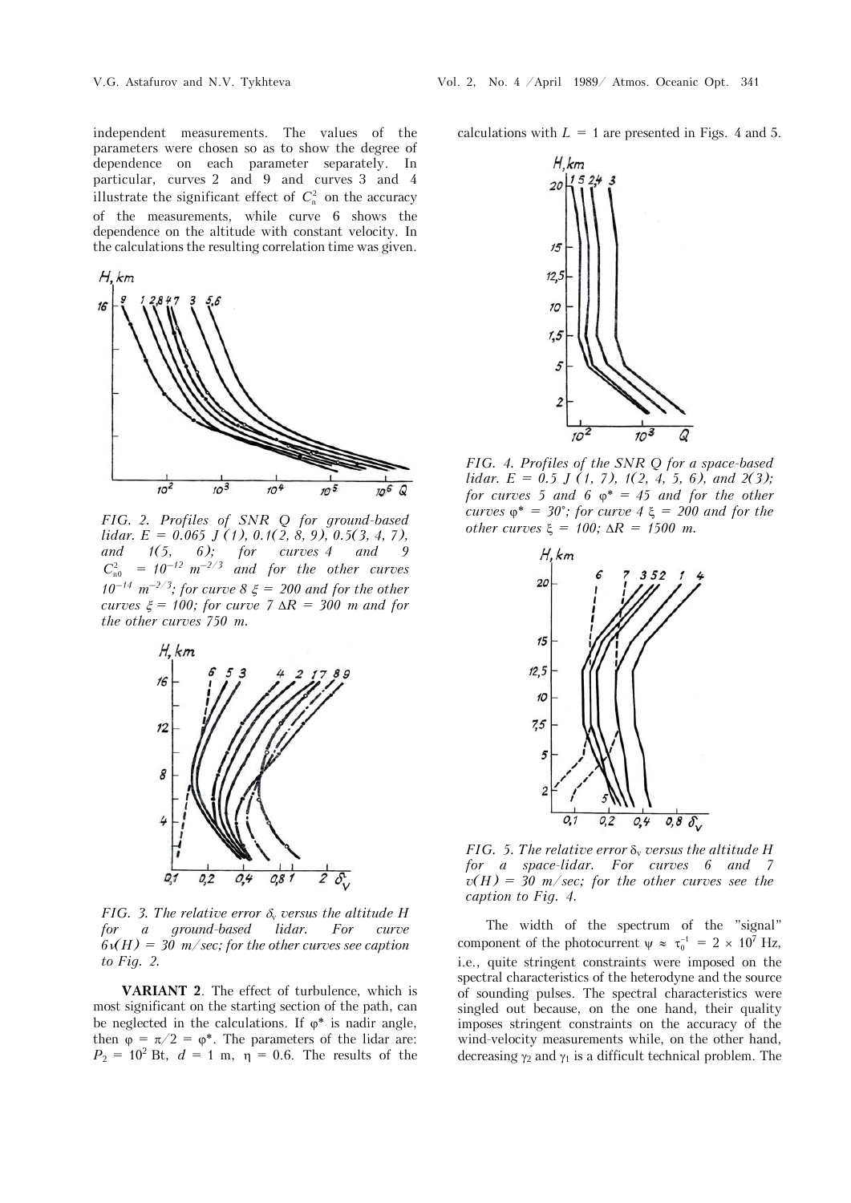independent measurements. The values of the parameters were chosen so as to show the degree of dependence on each parameter separately. In particular, curves 2 and 9 and curves 3 and 4 illustrate the significant effect of $C_n^2$ on the accuracy of the measurements, while curve 6 shows the dependence on the altitude with constant velocity. In the calculations the resulting correlation time was given.

*FIG. 2. Profiles of SNR Q for ground-based lidar. E = 0.065 J (1), 0.1(2, 8, 9), 0.5(3, 4, 7), and 1(5, 6); for curves 4 and 9 $C_{n0}^2 = 10^{-12}$ $m^{-2/3}$ and for the other curves $10^{-14}$ $m^{-2/3}$; for curve 8 $\xi = 200$ and for the other curves $\xi = 100$; for curve 7 $\Delta R = 300$ m and for the other curves 750 m.*

*FIG. 3. The relative error $\delta_v$ versus the altitude H for a ground-based lidar. For curve 6 $v(H) = 30$ m/sec; for the other curves see caption to Fig. 2.*

**VARIANT 2**. The effect of turbulence, which is most significant on the starting section of the path, can be neglected in the calculations. If $\varphi^*$ is nadir angle, then $\varphi = \pi/2 = \varphi^*$. The parameters of the lidar are: $P_2 = 10^2$ Bt, $d = 1$ m, $\eta = 0.6$. The results of the calculations with $L = 1$ are presented in Figs. 4 and 5.

*FIG. 4. Profiles of the SNR Q for a space-based lidar. E = 0.5 J (1, 7), 1(2, 4, 5, 6), and 2(3); for curves 5 and 6 $\varphi^* = 45$ and for the other curves $\varphi^* = 30°$; for curve 4 $\xi = 200$ and for the other curves $\xi = 100$; $\Delta R = 1500$ m.*

*FIG. 5. The relative error $\delta_v$ versus the altitude H for a space-lidar. For curves 6 and 7 $v(H) = 30$ m/sec; for the other curves see the caption to Fig. 4.*

The width of the spectrum of the "signal" component of the photocurrent $\psi \approx \tau_0^{-1} = 2 \times 10^7$ Hz, i.e., quite stringent constraints were imposed on the spectral characteristics of the heterodyne and the source of sounding pulses. The spectral characteristics were singled out because, on the one hand, their quality imposes stringent constraints on the accuracy of the wind-velocity measurements while, on the other hand, decreasing $\gamma_2$ and $\gamma_1$ is a difficult technical problem. The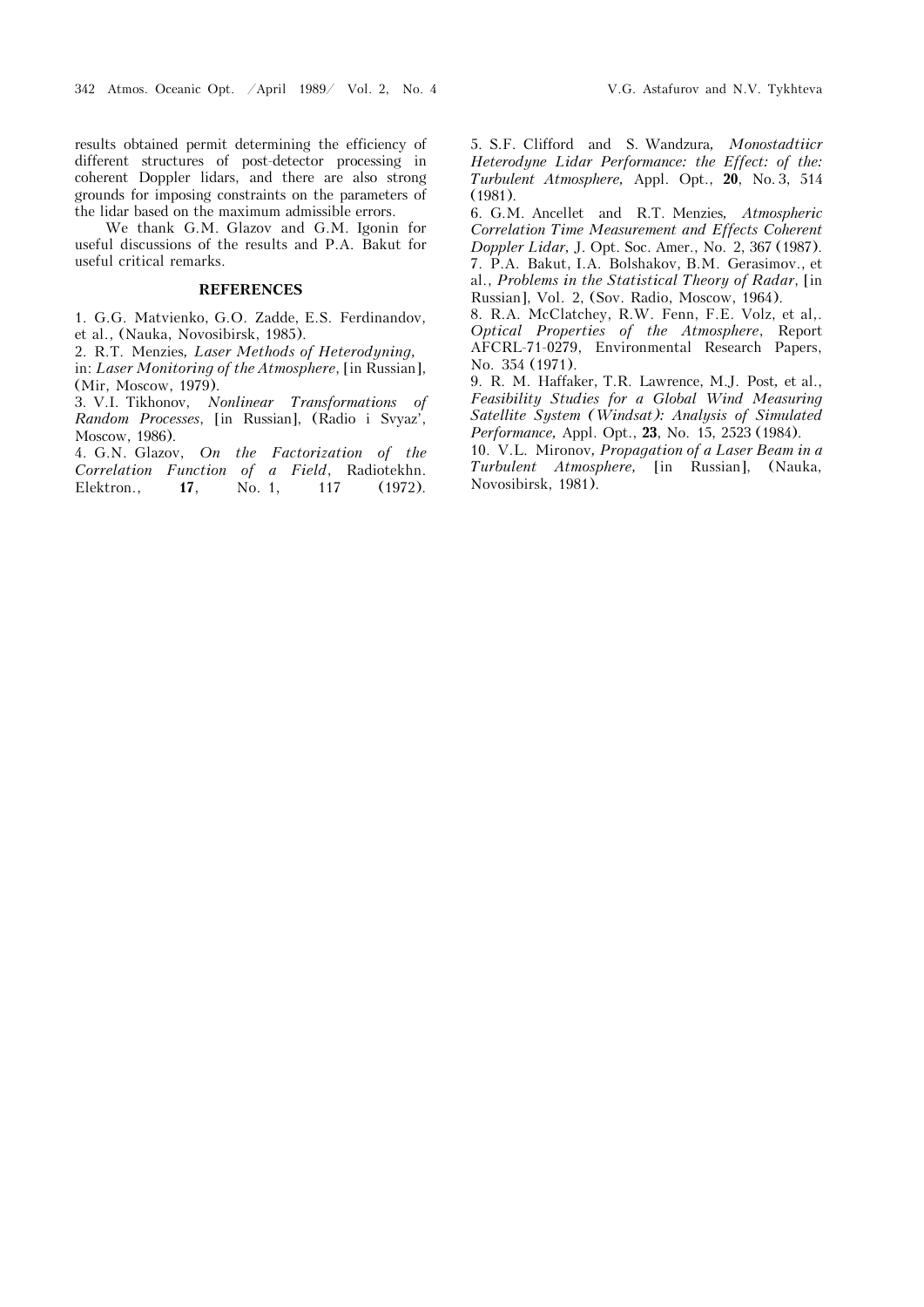results obtained permit determining the efficiency of different structures of post-detector processing in coherent Doppler lidars, and there are also strong grounds for imposing constraints on the parameters of the lidar based on the maximum admissible errors.

We thank G.M. Glazov and G.M. Igonin for useful discussions of the results and P.A. Bakut for useful critical remarks.

## REFERENCES

1. G.G. Matvienko, G.O. Zadde, E.S. Ferdinandov, et al., (Nauka, Novosibirsk, 1985).
2. R.T. Menzies, *Laser Methods of Heterodyning,* in: *Laser Monitoring of the Atmosphere*, [in Russian], (Mir, Moscow, 1979).
3. V.I. Tikhonov, *Nonlinear Transformations of Random Processes*, [in Russian], (Radio i Svyaz', Moscow, 1986).
4. G.N. Glazov, *On the Factorization of the Correlation Function of a Field*, Radiotekhn. Elektron., **17**, No. 1, 117 (1972).
5. S.F. Clifford and S. Wandzura, *Monostadtiicr Heterodyne Lidar Performance: the Effect: of the: Turbulent Atmosphere,* Appl. Opt., **20**, No. 3, 514 (1981).
6. G.M. Ancellet and R.T. Menzies, *Atmospheric Correlation Time Measurement and Effects Coherent Doppler Lidar,* J. Opt. Soc. Amer., No. 2, 367 (1987).
7. P.A. Bakut, I.A. Bolshakov, B.M. Gerasimov., et al., *Problems in the Statistical Theory of Radar*, [in Russian], Vol. 2, (Sov. Radio, Moscow, 1964).
8. R.A. McClatchey, R.W. Fenn, F.E. Volz, et al,. *Optical Properties of the Atmosphere*, Report AFCRL-71-0279, Environmental Research Papers, No. 354 (1971).
9. R. M. Haffaker, T.R. Lawrence, M.J. Post, et al., *Feasibility Studies for a Global Wind Measuring Satellite System (Windsat): Analysis of Simulated Performance,* Appl. Opt., **23**, No. 15, 2523 (1984).
10. V.L. Mironov, *Propagation of a Laser Beam in a Turbulent Atmosphere,* [in Russian], (Nauka, Novosibirsk, 1981).